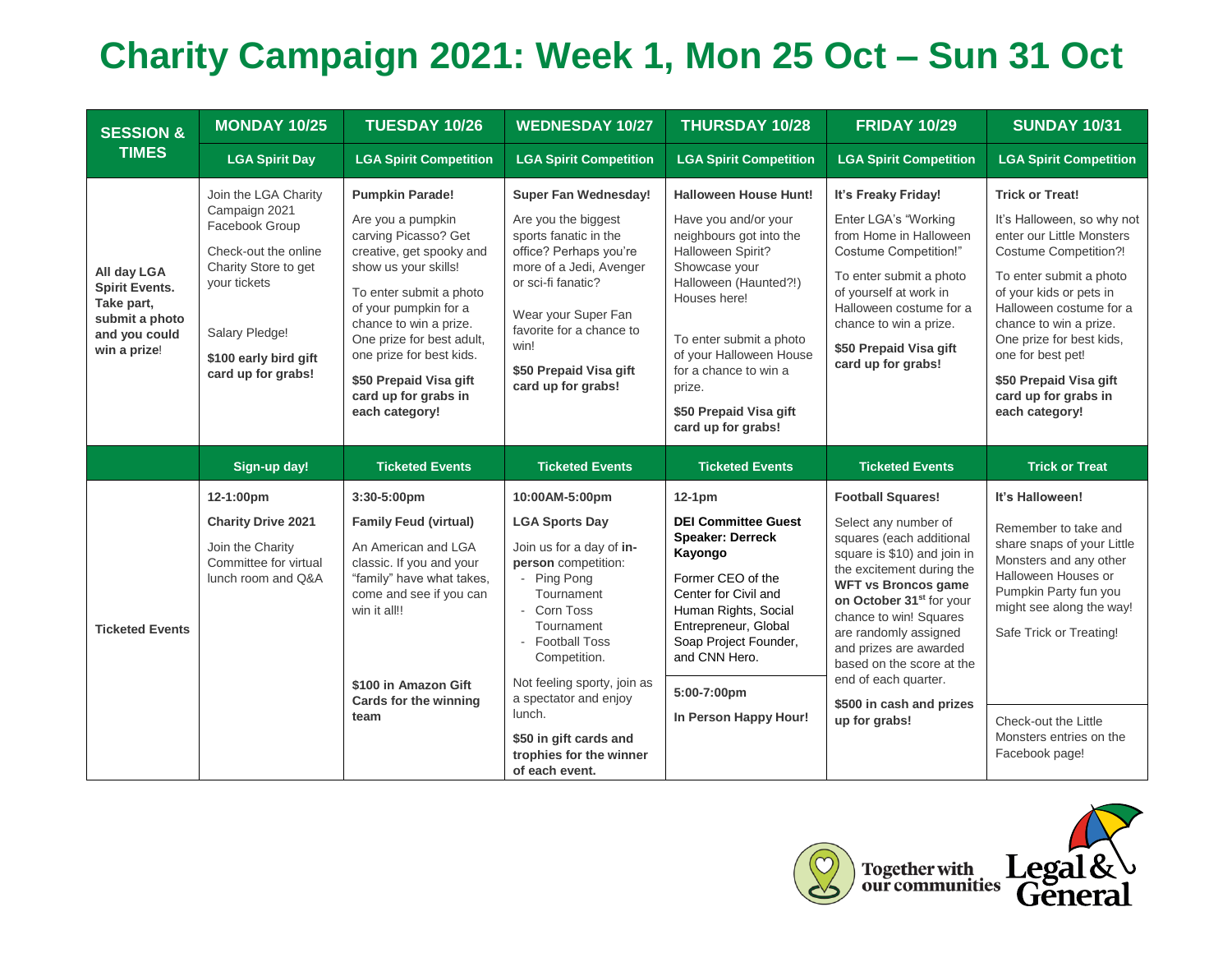# Charity Campaign 2021: Week 1, Mon 25 Oct – Sun 31 Oct

| SESSION & TIMES | MONDAY 10/25 | TUESDAY 10/26 | WEDNESDAY 10/27 | THURSDAY 10/28 | FRIDAY 10/29 | SUNDAY 10/31 |
|---|---|---|---|---|---|---|
| | **LGA Spirit Day** | **LGA Spirit Competition** | **LGA Spirit Competition** | **LGA Spirit Competition** | **LGA Spirit Competition** | **LGA Spirit Competition** |
| **All day LGA Spirit Events. Take part, submit a photo and you could win a prize**! | Join the LGA Charity Campaign 2021 Facebook Group<br><br>Check-out the online Charity Store to get your tickets<br><br>Salary Pledge!<br><br>**$100 early bird gift card up for grabs!** | **Pumpkin Parade!**<br><br>Are you a pumpkin carving Picasso? Get creative, get spooky and show us your skills!<br><br>To enter submit a photo of your pumpkin for a chance to win a prize. One prize for best adult, one prize for best kids.<br><br>**$50 Prepaid Visa gift card up for grabs in each category!** | **Super Fan Wednesday!**<br><br>Are you the biggest sports fanatic in the office? Perhaps you're more of a Jedi, Avenger or sci-fi fanatic?<br><br>Wear your Super Fan favorite for a chance to win!<br><br>**$50 Prepaid Visa gift card up for grabs!** | **Halloween House Hunt!**<br><br>Have you and/or your neighbours got into the Halloween Spirit? Showcase your Halloween (Haunted?!) Houses here!<br><br>To enter submit a photo of your Halloween House for a chance to win a prize.<br><br>**$50 Prepaid Visa gift card up for grabs!** | **It's Freaky Friday!**<br><br>Enter LGA's "Working from Home in Halloween Costume Competition!"<br><br>To enter submit a photo of yourself at work in Halloween costume for a chance to win a prize.<br><br>**$50 Prepaid Visa gift card up for grabs!** | **Trick or Treat!**<br><br>It's Halloween, so why not enter our Little Monsters Costume Competition?!<br><br>To enter submit a photo of your kids or pets in Halloween costume for a chance to win a prize. One prize for best kids, one for best pet!<br><br>**$50 Prepaid Visa gift card up for grabs in each category!** |
| | **Sign-up day!** | **Ticketed Events** | **Ticketed Events** | **Ticketed Events** | **Ticketed Events** | **Trick or Treat** |
| **Ticketed Events** | **12-1:00pm**<br><br>**Charity Drive 2021**<br><br>Join the Charity Committee for virtual lunch room and Q&A | **3:30-5:00pm**<br><br>**Family Feud (virtual)**<br><br>An American and LGA classic. If you and your "family" have what takes, come and see if you can win it all!!<br><br>**$100 in Amazon Gift Cards for the winning team** | **10:00AM-5:00pm**<br><br>**LGA Sports Day**<br><br>Join us for a day of **in-person** competition:<br>- Ping Pong Tournament<br>- Corn Toss Tournament<br>- Football Toss Competition.<br><br>Not feeling sporty, join as a spectator and enjoy lunch.<br><br>**$50 in gift cards and trophies for the winner of each event.** | **12-1pm**<br><br>**DEI Committee Guest Speaker: Derreck Kayongo**<br><br>Former CEO of the Center for Civil and Human Rights, Social Entrepreneur, Global Soap Project Founder, and CNN Hero.<br><br>**5:00-7:00pm**<br><br>**In Person Happy Hour!** | **Football Squares!**<br><br>Select any number of squares (each additional square is $10) and join in the excitement during the **WFT vs Broncos game on October 31st** for your chance to win! Squares are randomly assigned and prizes are awarded based on the score at the end of each quarter.<br><br>**$500 in cash and prizes up for grabs!** | **It's Halloween!**<br><br>Remember to take and share snaps of your Little Monsters and any other Halloween Houses or Pumpkin Party fun you might see along the way!<br><br>Safe Trick or Treating!<br><br>Check-out the Little Monsters entries on the Facebook page! |

Together with our communities — Legal & General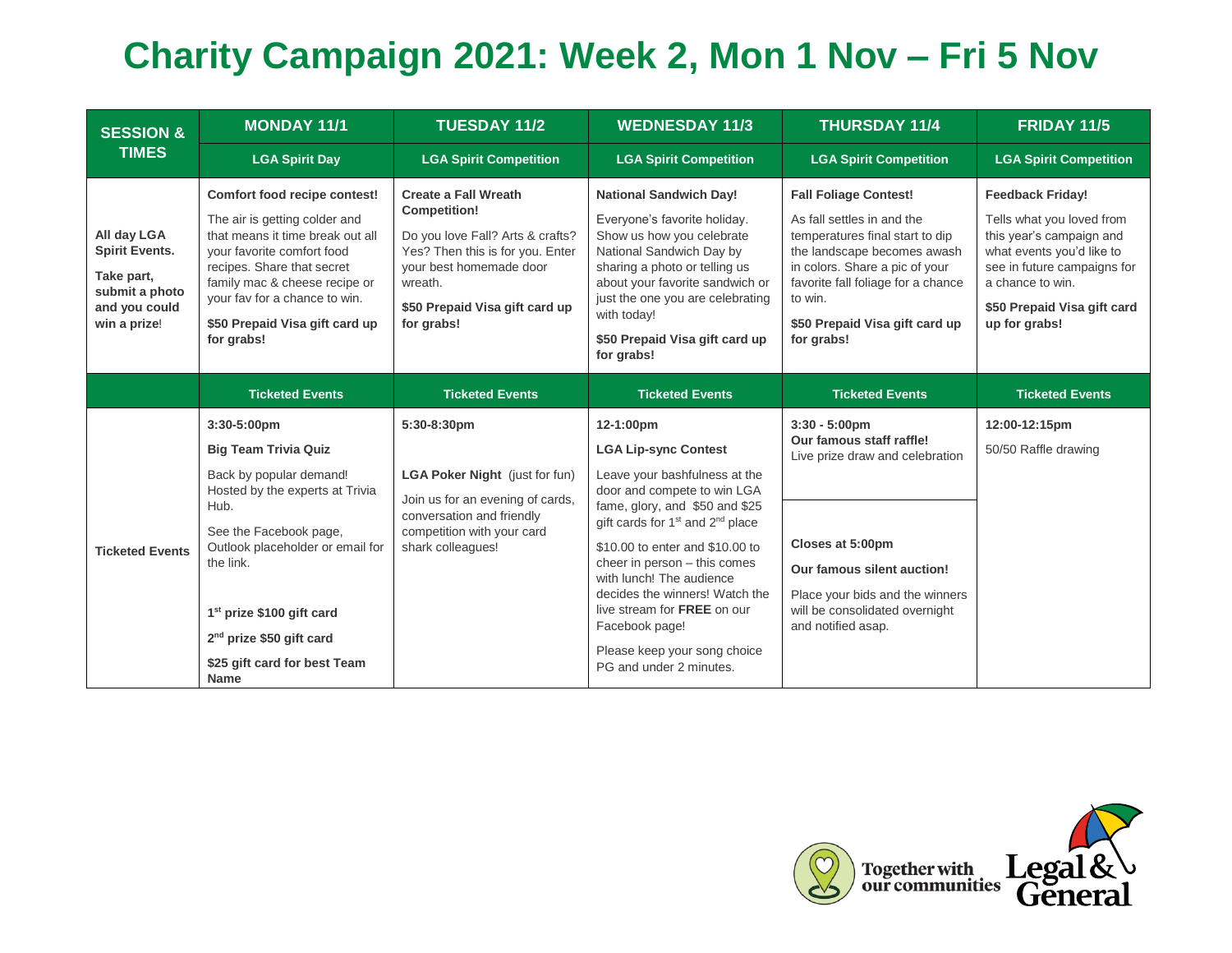# Charity Campaign 2021: Week 2, Mon 1 Nov – Fri 5 Nov

| SESSION & TIMES | MONDAY 11/1 | TUESDAY 11/2 | WEDNESDAY 11/3 | THURSDAY 11/4 | FRIDAY 11/5 |
|---|---|---|---|---|---|
| | **LGA Spirit Day** | **LGA Spirit Competition** | **LGA Spirit Competition** | **LGA Spirit Competition** | **LGA Spirit Competition** |
| **All day LGA Spirit Events.** **Take part, submit a photo and you could win a prize**! | **Comfort food recipe contest!** The air is getting colder and that means it time break out all your favorite comfort food recipes. Share that secret family mac & cheese recipe or your fav for a chance to win. **$50 Prepaid Visa gift card up for grabs!** | **Create a Fall Wreath Competition!** Do you love Fall? Arts & crafts? Yes? Then this is for you. Enter your best homemade door wreath. **$50 Prepaid Visa gift card up for grabs!** | **National Sandwich Day!** Everyone's favorite holiday. Show us how you celebrate National Sandwich Day by sharing a photo or telling us about your favorite sandwich or just the one you are celebrating with today! **$50 Prepaid Visa gift card up for grabs!** | **Fall Foliage Contest!** As fall settles in and the temperatures final start to dip the landscape becomes awash in colors. Share a pic of your favorite fall foliage for a chance to win. **$50 Prepaid Visa gift card up for grabs!** | **Feedback Friday!** Tells what you loved from this year's campaign and what events you'd like to see in future campaigns for a chance to win. **$50 Prepaid Visa gift card up for grabs!** |
| | **Ticketed Events** | **Ticketed Events** | **Ticketed Events** | **Ticketed Events** | **Ticketed Events** |
| **Ticketed Events** | **3:30-5:00pm** **Big Team Trivia Quiz** Back by popular demand! Hosted by the experts at Trivia Hub. See the Facebook page, Outlook placeholder or email for the link. **1st prize $100 gift card** **2nd prize $50 gift card** **$25 gift card for best Team Name** | **5:30-8:30pm** **LGA Poker Night** (just for fun) Join us for an evening of cards, conversation and friendly competition with your card shark colleagues! | **12-1:00pm** **LGA Lip-sync Contest** Leave your bashfulness at the door and compete to win LGA fame, glory, and $50 and $25 gift cards for 1st and 2nd place $10.00 to enter and $10.00 to cheer in person – this comes with lunch! The audience decides the winners! Watch the live stream for **FREE** on our Facebook page! Please keep your song choice PG and under 2 minutes. | **3:30 - 5:00pm** **Our famous staff raffle!** Live prize draw and celebration **Closes at 5:00pm** **Our famous silent auction!** Place your bids and the winners will be consolidated overnight and notified asap. | **12:00-12:15pm** 50/50 Raffle drawing |

Together with our communities

Legal & General